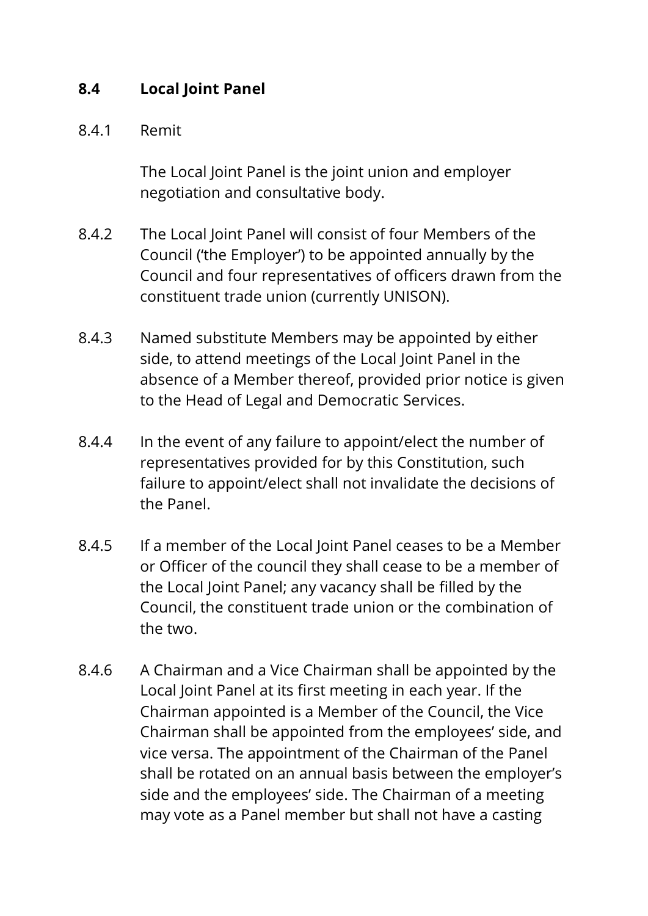## 8.4 Local Joint Panel

8.4.1 Remit

The Local Joint Panel is the joint union and employer negotiation and consultative body.

8.4.2 The Local Joint Panel will consist of four Members of the Council ('the Employer') to be appointed annually by the Council and four representatives of officers drawn from the constituent trade union (currently UNISON).

8.4.3 Named substitute Members may be appointed by either side, to attend meetings of the Local Joint Panel in the absence of a Member thereof, provided prior notice is given to the Head of Legal and Democratic Services.

8.4.4 In the event of any failure to appoint/elect the number of representatives provided for by this Constitution, such failure to appoint/elect shall not invalidate the decisions of the Panel.

8.4.5 If a member of the Local Joint Panel ceases to be a Member or Officer of the council they shall cease to be a member of the Local Joint Panel; any vacancy shall be filled by the Council, the constituent trade union or the combination of the two.

8.4.6 A Chairman and a Vice Chairman shall be appointed by the Local Joint Panel at its first meeting in each year. If the Chairman appointed is a Member of the Council, the Vice Chairman shall be appointed from the employees' side, and vice versa. The appointment of the Chairman of the Panel shall be rotated on an annual basis between the employer's side and the employees' side. The Chairman of a meeting may vote as a Panel member but shall not have a casting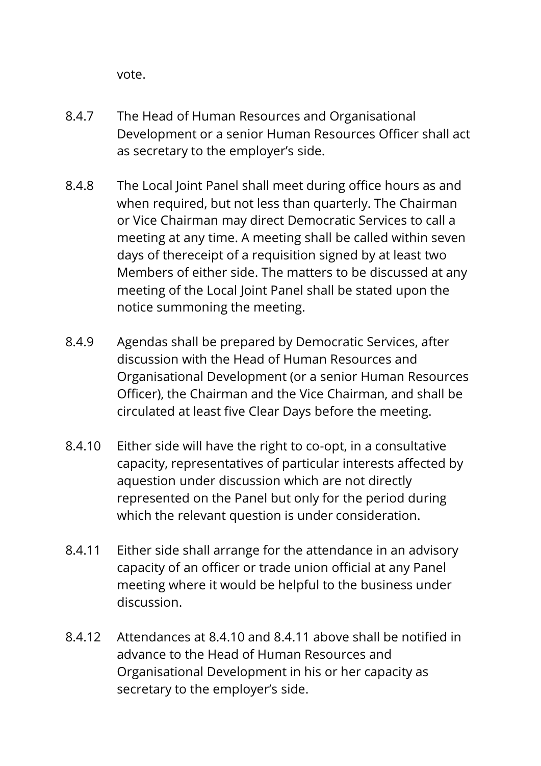vote.

8.4.7 The Head of Human Resources and Organisational Development or a senior Human Resources Officer shall act as secretary to the employer's side.

8.4.8 The Local Joint Panel shall meet during office hours as and when required, but not less than quarterly. The Chairman or Vice Chairman may direct Democratic Services to call a meeting at any time. A meeting shall be called within seven days of thereceipt of a requisition signed by at least two Members of either side. The matters to be discussed at any meeting of the Local Joint Panel shall be stated upon the notice summoning the meeting.

8.4.9 Agendas shall be prepared by Democratic Services, after discussion with the Head of Human Resources and Organisational Development (or a senior Human Resources Officer), the Chairman and the Vice Chairman, and shall be circulated at least five Clear Days before the meeting.

8.4.10 Either side will have the right to co-opt, in a consultative capacity, representatives of particular interests affected by aquestion under discussion which are not directly represented on the Panel but only for the period during which the relevant question is under consideration.

8.4.11 Either side shall arrange for the attendance in an advisory capacity of an officer or trade union official at any Panel meeting where it would be helpful to the business under discussion.

8.4.12 Attendances at 8.4.10 and 8.4.11 above shall be notified in advance to the Head of Human Resources and Organisational Development in his or her capacity as secretary to the employer's side.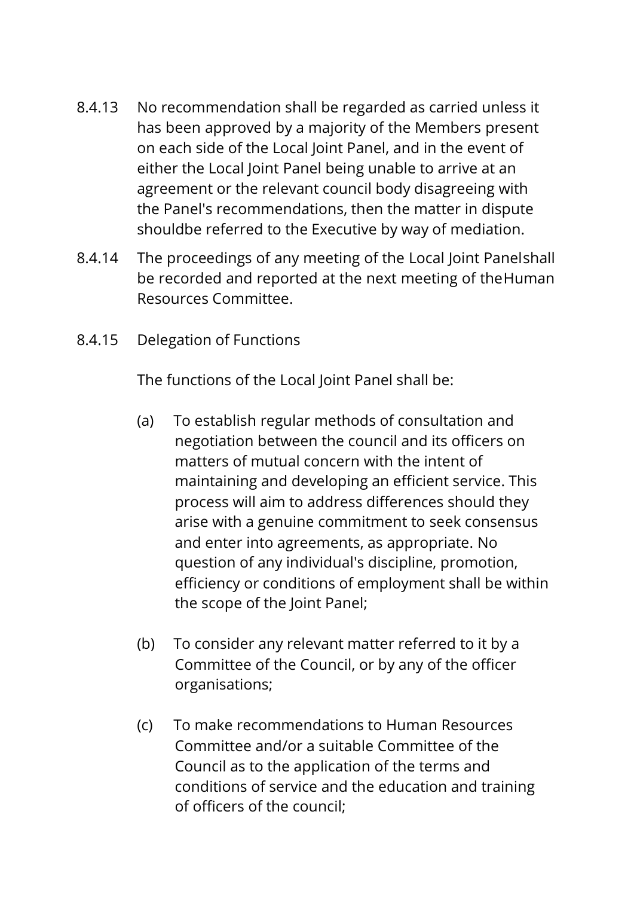8.4.13 No recommendation shall be regarded as carried unless it has been approved by a majority of the Members present on each side of the Local Joint Panel, and in the event of either the Local Joint Panel being unable to arrive at an agreement or the relevant council body disagreeing with the Panel's recommendations, then the matter in dispute shouldbe referred to the Executive by way of mediation.

8.4.14 The proceedings of any meeting of the Local Joint Panelshall be recorded and reported at the next meeting of theHuman Resources Committee.

8.4.15 Delegation of Functions

The functions of the Local Joint Panel shall be:

(a) To establish regular methods of consultation and negotiation between the council and its officers on matters of mutual concern with the intent of maintaining and developing an efficient service. This process will aim to address differences should they arise with a genuine commitment to seek consensus and enter into agreements, as appropriate. No question of any individual's discipline, promotion, efficiency or conditions of employment shall be within the scope of the Joint Panel;

(b) To consider any relevant matter referred to it by a Committee of the Council, or by any of the officer organisations;

(c) To make recommendations to Human Resources Committee and/or a suitable Committee of the Council as to the application of the terms and conditions of service and the education and training of officers of the council;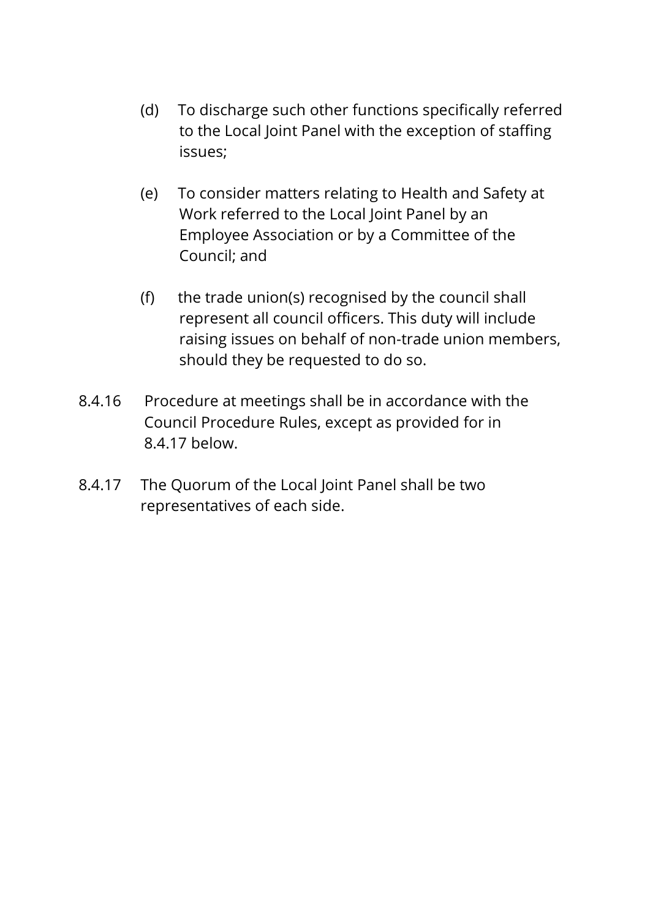(d) To discharge such other functions specifically referred to the Local Joint Panel with the exception of staffing issues;

(e) To consider matters relating to Health and Safety at Work referred to the Local Joint Panel by an Employee Association or by a Committee of the Council; and

(f) the trade union(s) recognised by the council shall represent all council officers. This duty will include raising issues on behalf of non-trade union members, should they be requested to do so.

8.4.16 Procedure at meetings shall be in accordance with the Council Procedure Rules, except as provided for in 8.4.17 below.

8.4.17 The Quorum of the Local Joint Panel shall be two representatives of each side.